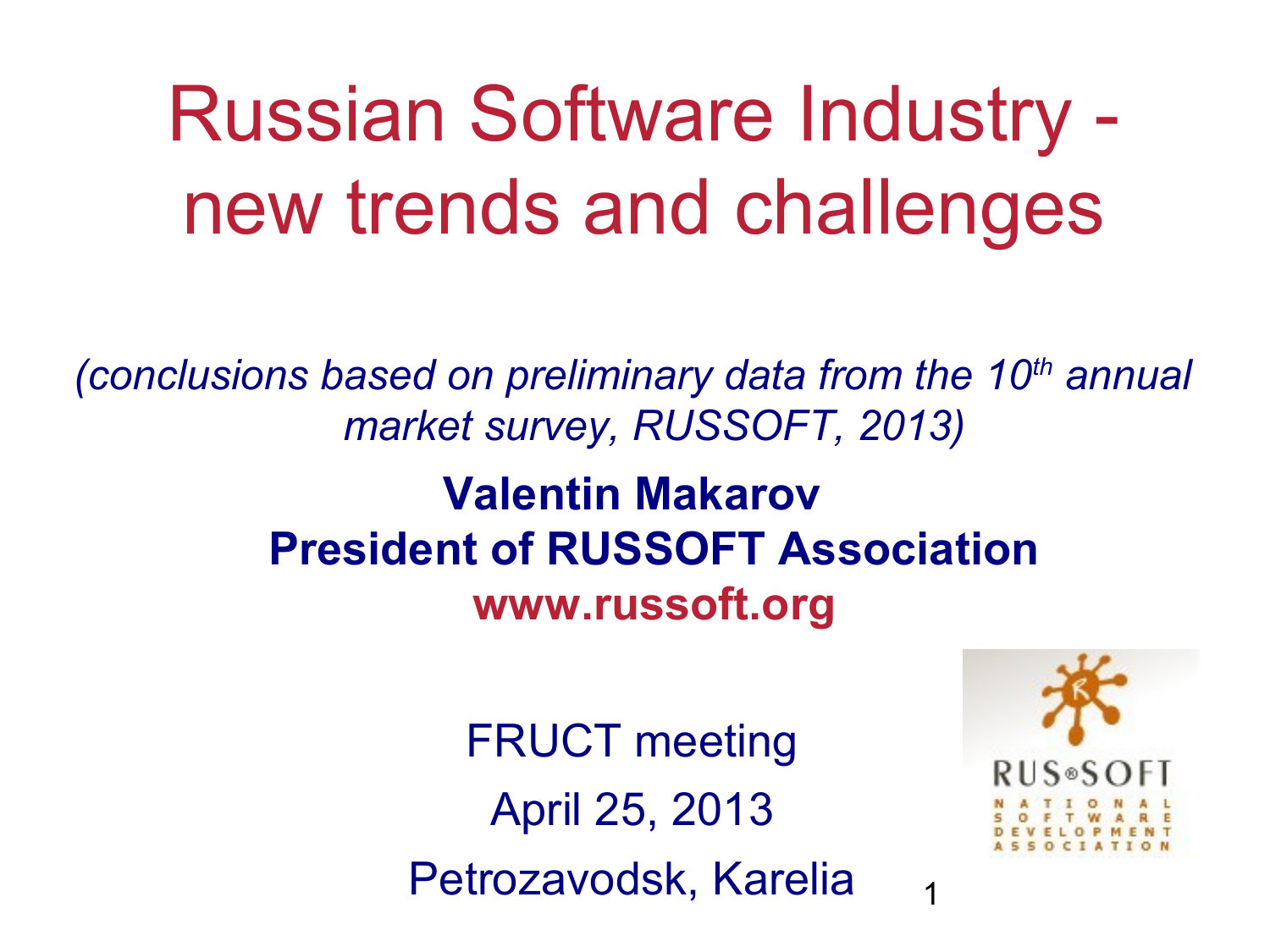# Russian Software Industry - new trends and challenges

*(conclusions based on preliminary data from the 10th annual market survey, RUSSOFT, 2013)*

**Valentin Makarov**
**President of RUSSOFT Association**
**www.russoft.org**

FRUCT meeting

April 25, 2013

Petrozavodsk, Karelia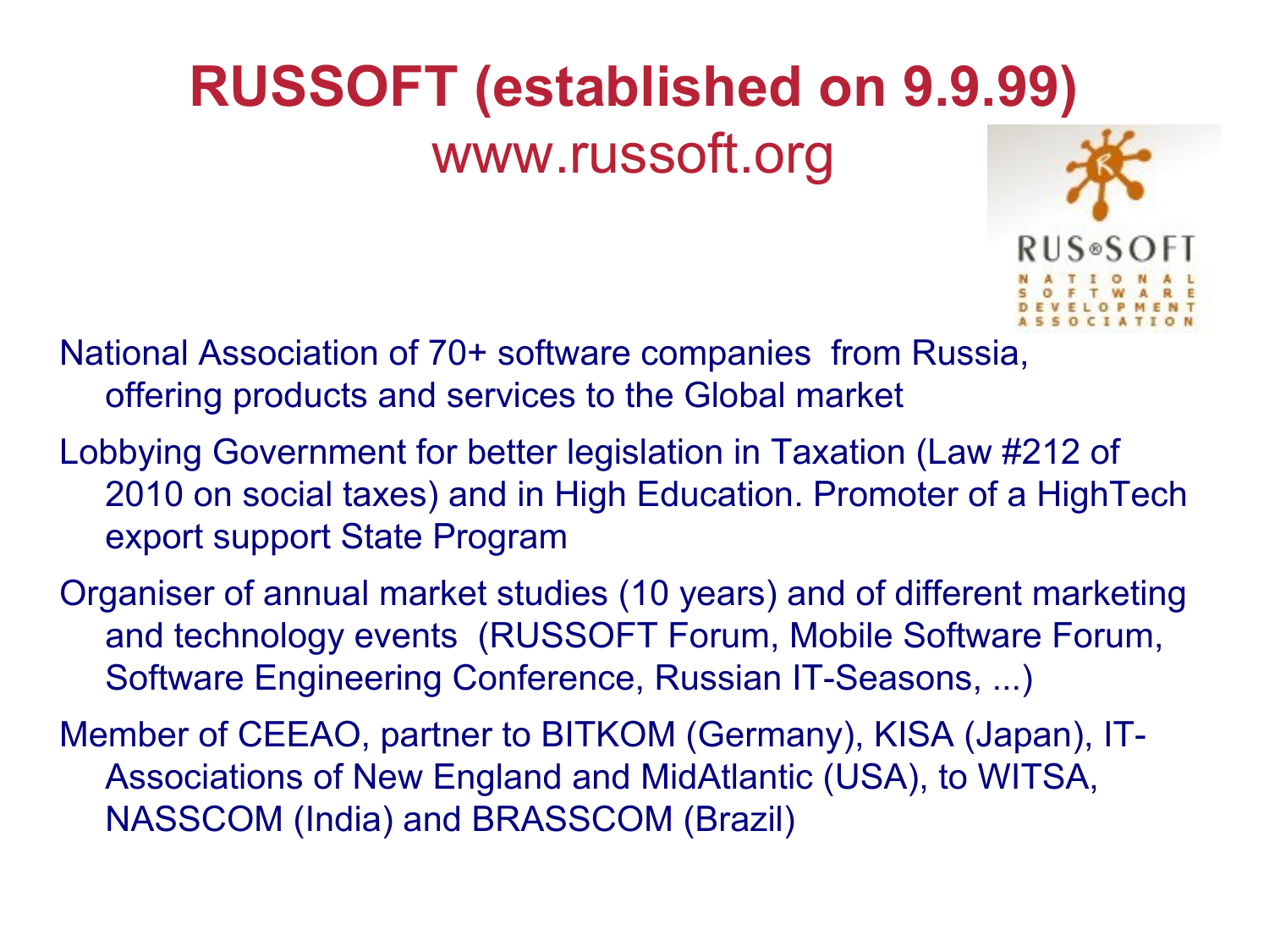# RUSSOFT (established on 9.9.99)

www.russoft.org

- National Association of 70+ software companies from Russia, offering products and services to the Global market
- Lobbying Government for better legislation in Taxation (Law #212 of 2010 on social taxes) and in High Education. Promoter of a HighTech export support State Program
- Organiser of annual market studies (10 years) and of different marketing and technology events (RUSSOFT Forum, Mobile Software Forum, Software Engineering Conference, Russian IT-Seasons, ...)
- Member of CEEAO, partner to BITKOM (Germany), KISA (Japan), IT-Associations of New England and MidAtlantic (USA), to WITSA, NASSCOM (India) and BRASSCOM (Brazil)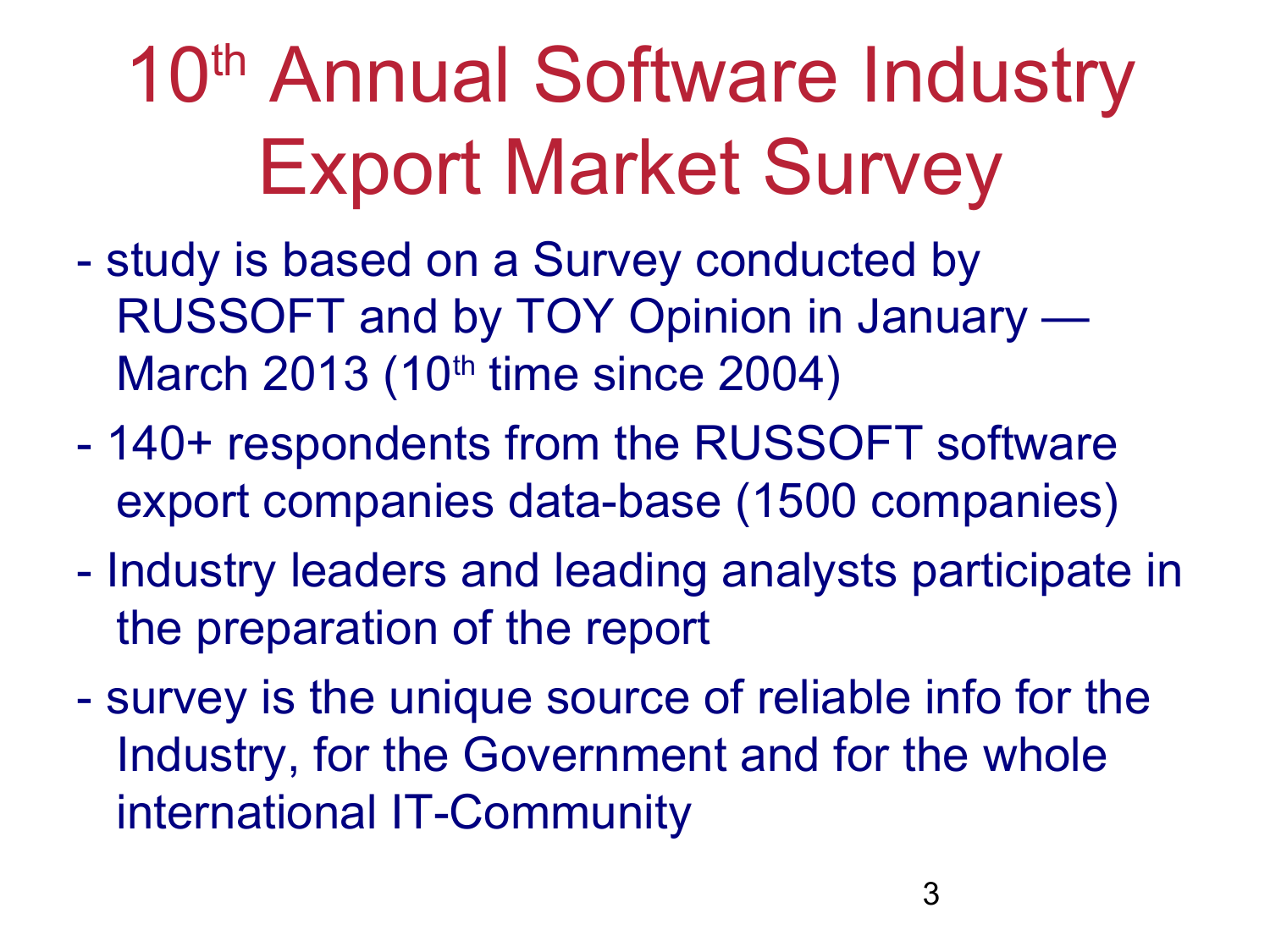# 10th Annual Software Industry Export Market Survey

- study is based on a Survey conducted by RUSSOFT and by TOY Opinion in January — March 2013 (10th time since 2004)
- 140+ respondents from the RUSSOFT software export companies data-base (1500 companies)
- Industry leaders and leading analysts participate in the preparation of the report
- survey is the unique source of reliable info for the Industry, for the Government and for the whole international IT-Community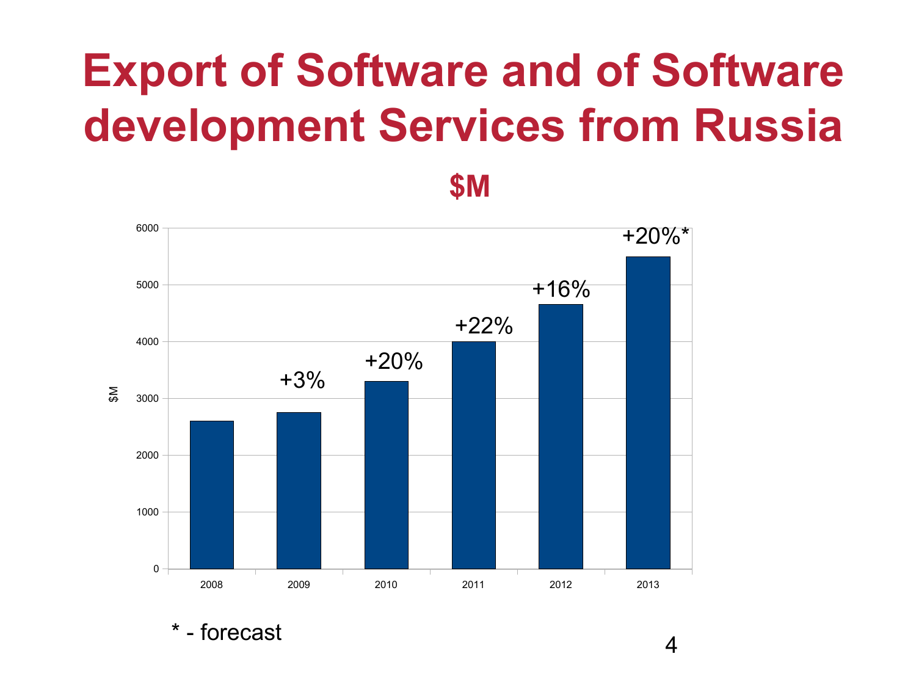# Export of Software and of Software development Services from Russia

**$M**

| Year | $M | Growth |
|---|---|---|
| 2008 | | |
| 2009 | | +3% |
| 2010 | | +20% |
| 2011 | | +22% |
| 2012 | | +16% |
| 2013 | | +20%* |

\* - forecast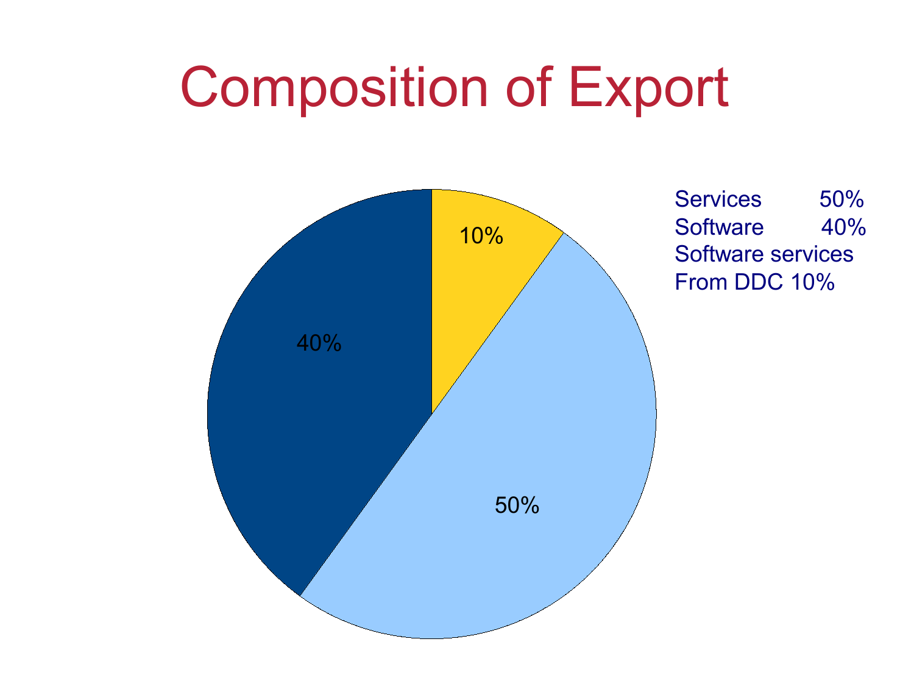# Composition of Export

Services 50%
Software 40%
Software services
From DDC 10%

10%

40%

50%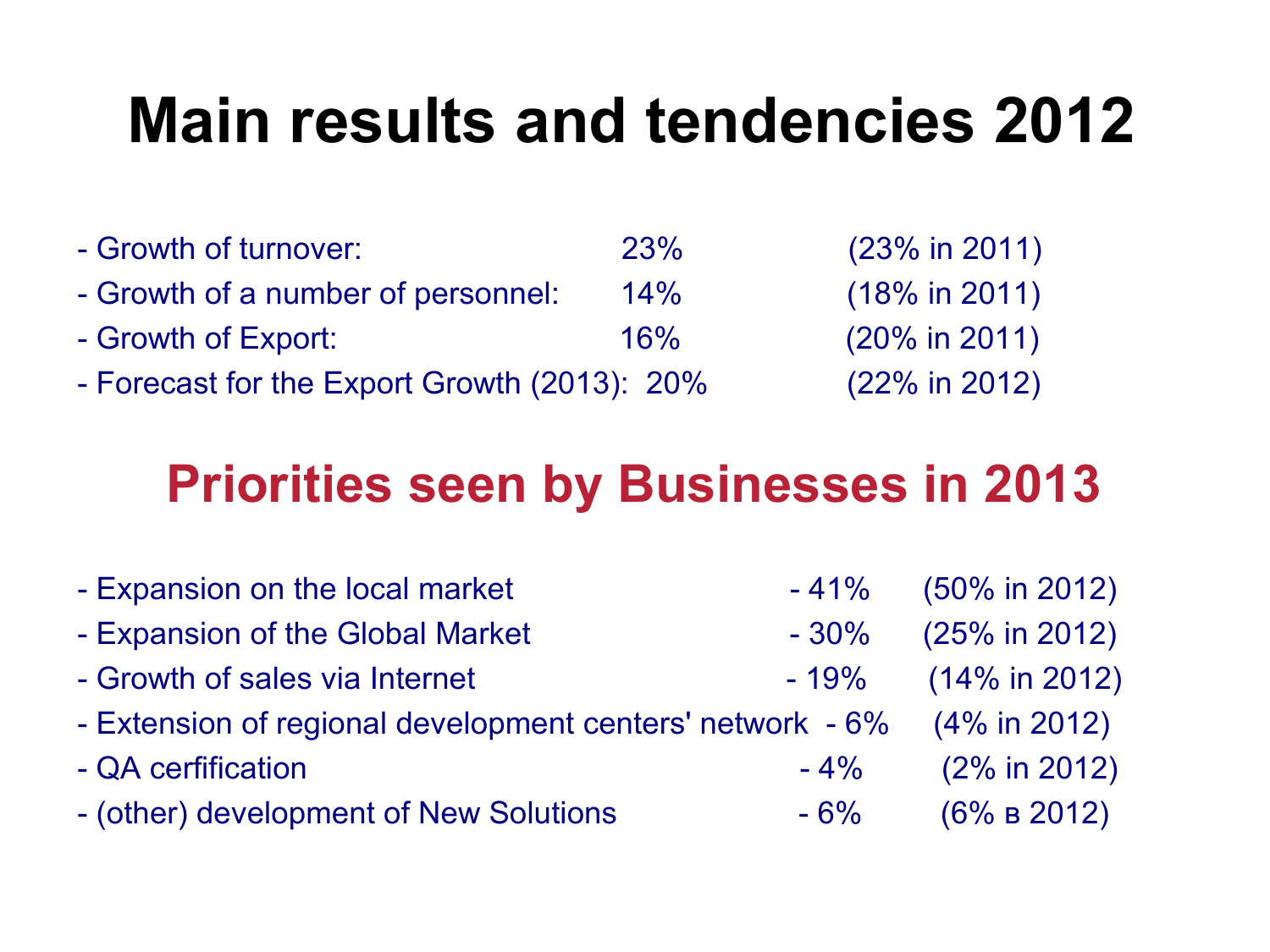# Main results and tendencies 2012

- Growth of turnover: 23% (23% in 2011)
- Growth of a number of personnel: 14% (18% in 2011)
- Growth of Export: 16% (20% in 2011)
- Forecast for the Export Growth (2013): 20% (22% in 2012)

## Priorities seen by Businesses in 2013

- Expansion on the local market - 41% (50% in 2012)
- Expansion of the Global Market - 30% (25% in 2012)
- Growth of sales via Internet - 19% (14% in 2012)
- Extension of regional development centers' network - 6% (4% in 2012)
- QA cerfification - 4% (2% in 2012)
- (other) development of New Solutions - 6% (6% в 2012)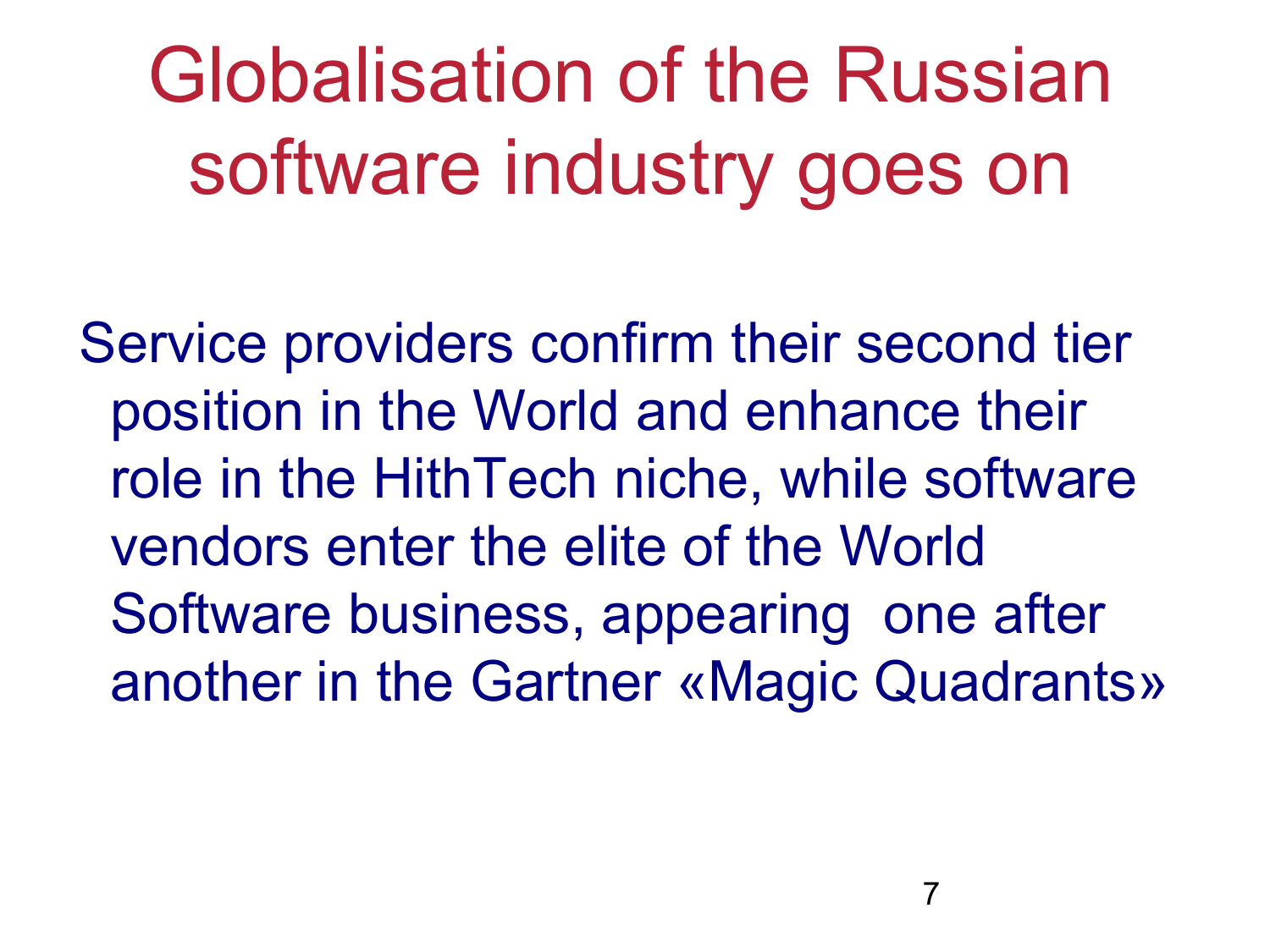# Globalisation of the Russian software industry goes on

Service providers confirm their second tier position in the World and enhance their role in the HithTech niche, while software vendors enter the elite of the World Software business, appearing one after another in the Gartner «Magic Quadrants»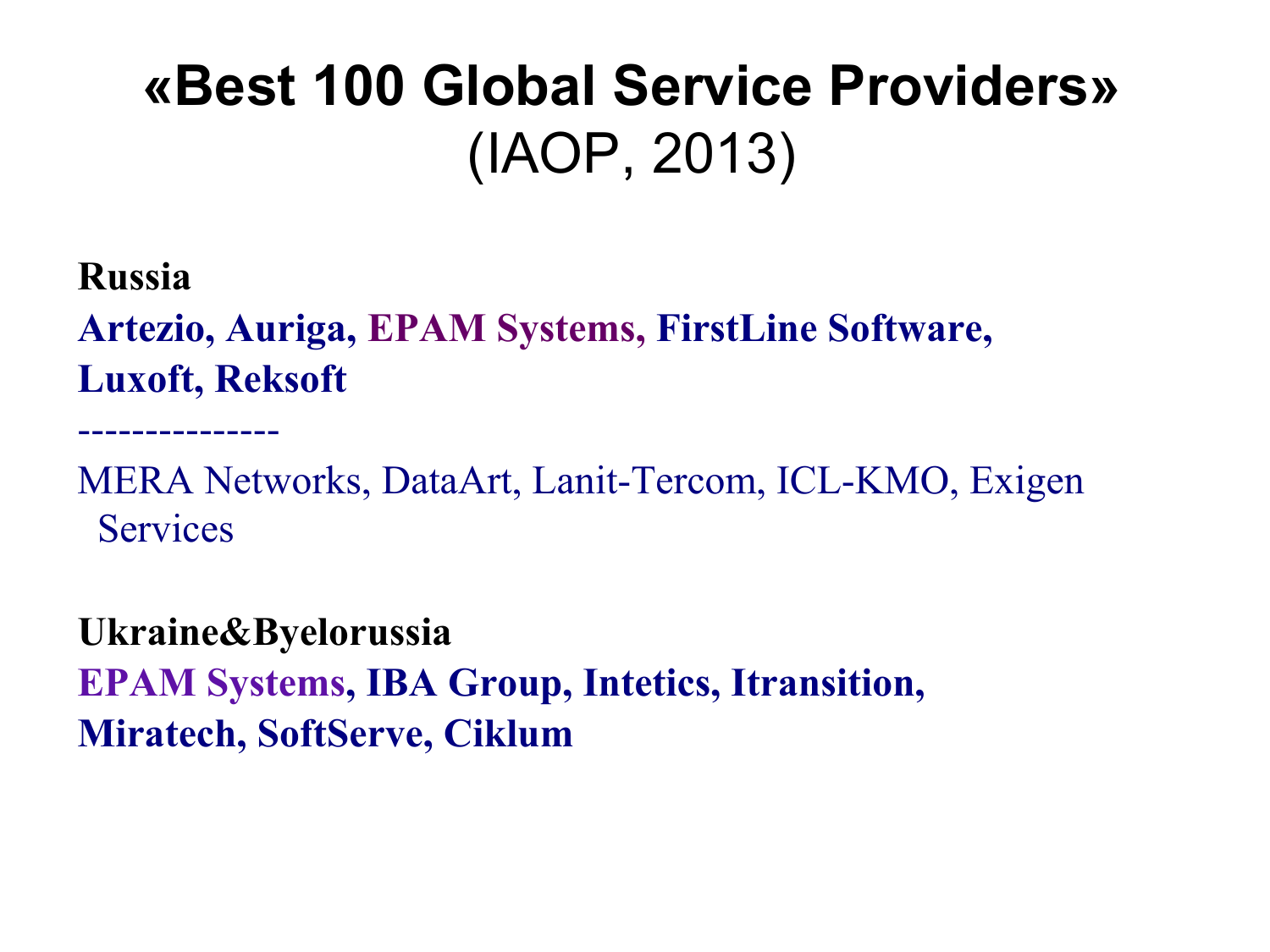# «Best 100 Global Service Providers»
(IAOP, 2013)

**Russia**

**Artezio, Auriga, EPAM Systems, FirstLine Software, Luxoft, Reksoft**

---------------

MERA Networks, DataArt, Lanit-Tercom, ICL-KMO, Exigen Services

**Ukraine&Byelorussia**

**EPAM Systems, IBA Group, Intetics, Itransition, Miratech, SoftServe, Ciklum**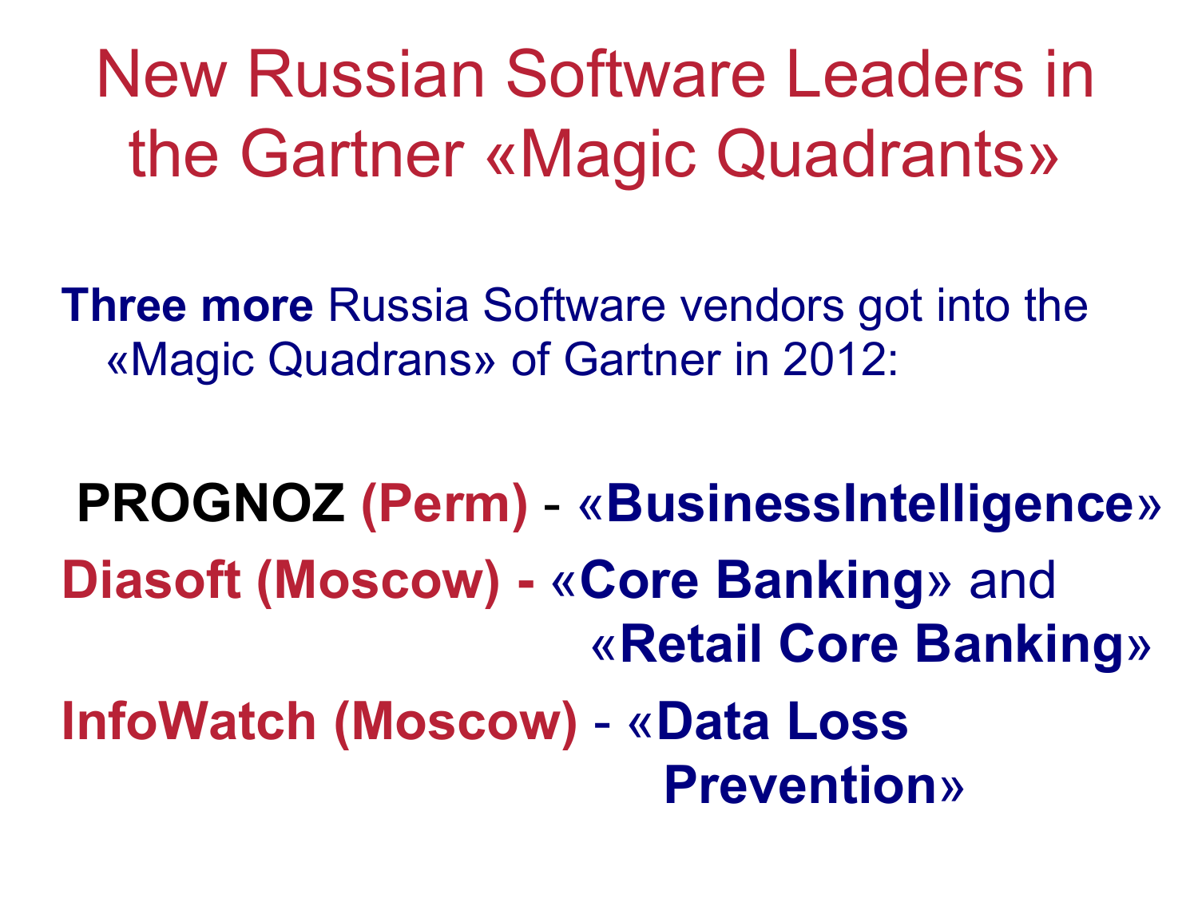# New Russian Software Leaders in the Gartner «Magic Quadrants»

**Three more** Russia Software vendors got into the «Magic Quadrans» of Gartner in 2012:

**PROGNOZ (Perm)** - «**BusinessIntelligence**»

**Diasoft (Moscow) -** «**Core Banking**» and «**Retail Core Banking**»

**InfoWatch (Moscow)** - «**Data Loss Prevention**»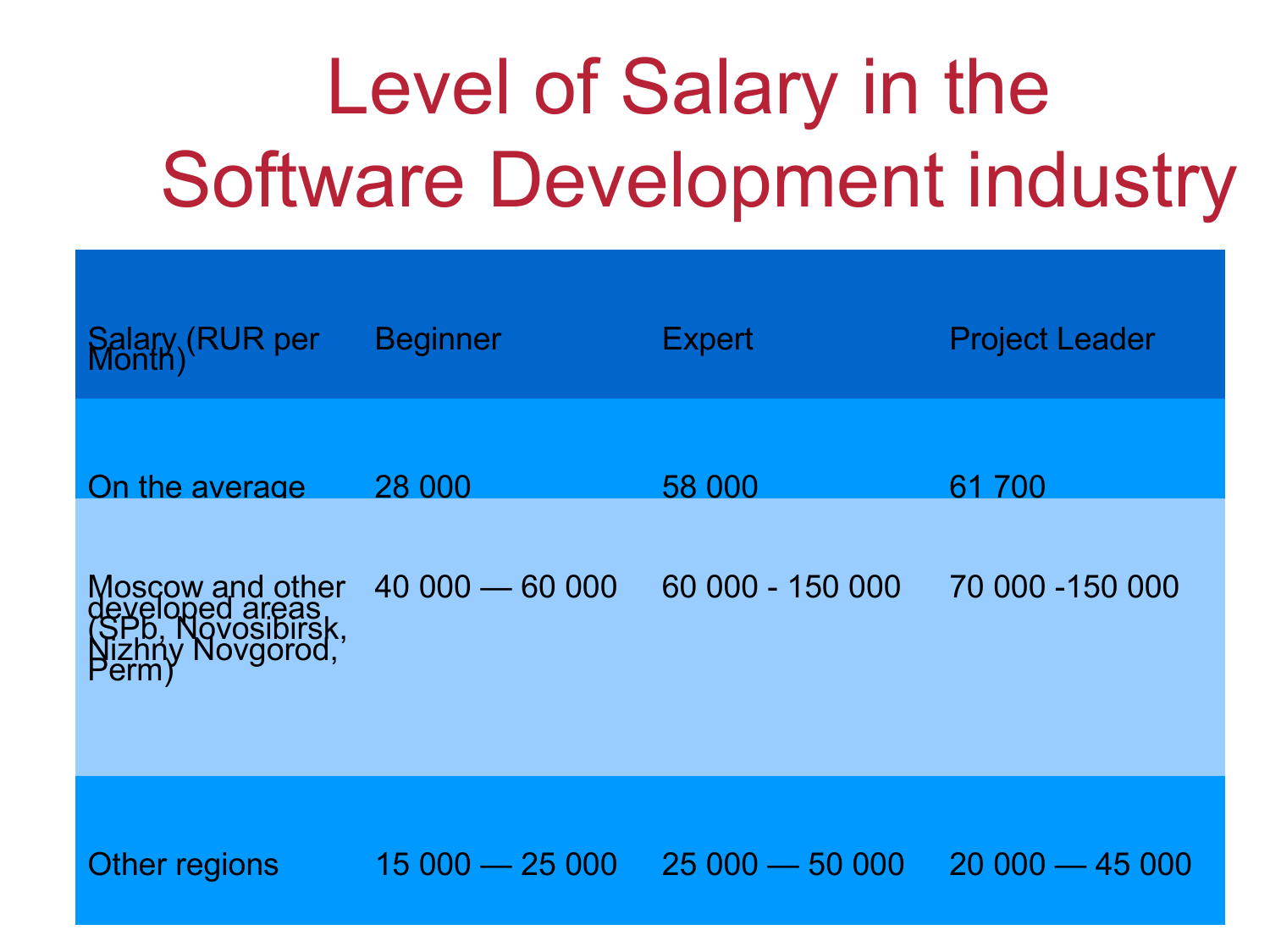# Level of Salary in the Software Development industry

| Salary (RUR per Month) | Beginner | Expert | Project Leader |
|---|---|---|---|
| On the average | 28 000 | 58 000 | 61 700 |
| Moscow and other developed areas (SPb, Novosibirsk, Nizhny Novgorod, Perm) | 40 000 — 60 000 | 60 000 - 150 000 | 70 000 -150 000 |
| Other regions | 15 000 — 25 000 | 25 000 — 50 000 | 20 000 — 45 000 |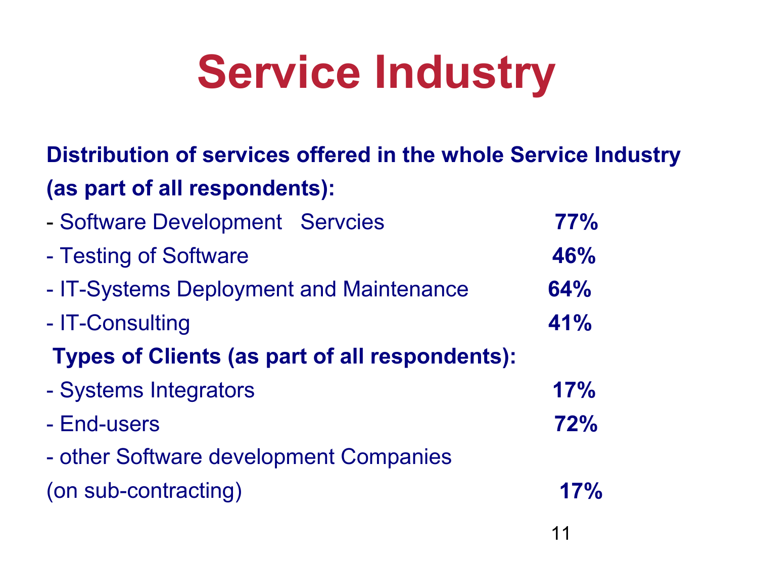# Service Industry

**Distribution of services offered in the whole Service Industry (as part of all respondents):**

- Software Development Servcies **77%**
- Testing of Software **46%**
- IT-Systems Deployment and Maintenance **64%**
- IT-Consulting **41%**

**Types of Clients (as part of all respondents):**

- Systems Integrators **17%**
- End-users **72%**
- other Software development Companies (on sub-contracting) **17%**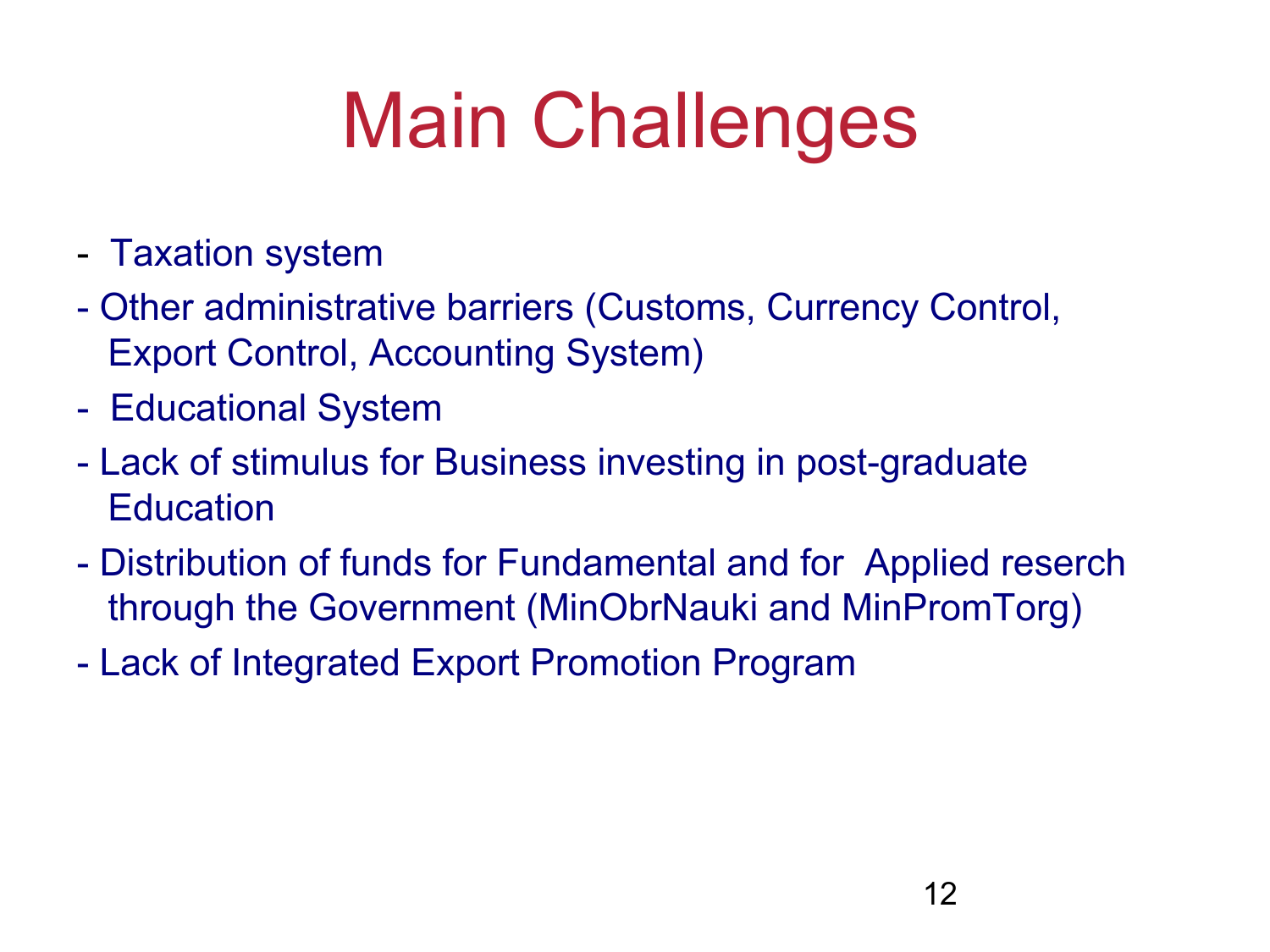# Main Challenges

- Taxation system
- Other administrative barriers (Customs, Currency Control, Export Control, Accounting System)
- Educational System
- Lack of stimulus for Business investing in post-graduate Education
- Distribution of funds for Fundamental and for Applied reserch through the Government (MinObrNauki and MinPromTorg)
- Lack of Integrated Export Promotion Program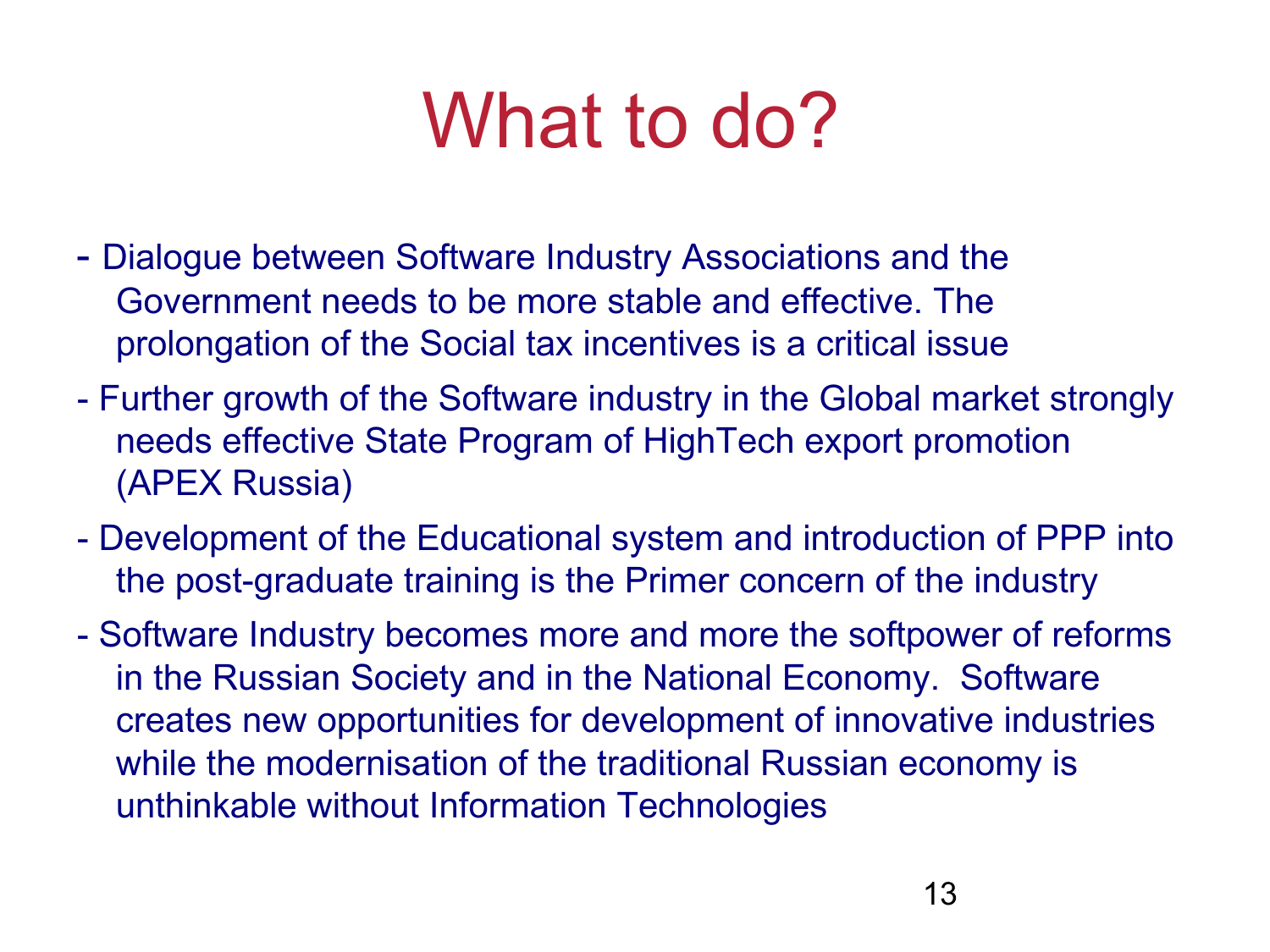# What to do?

- Dialogue between Software Industry Associations and the Government needs to be more stable and effective. The prolongation of the Social tax incentives is a critical issue
- Further growth of the Software industry in the Global market strongly needs effective State Program of HighTech export promotion (APEX Russia)
- Development of the Educational system and introduction of PPP into the post-graduate training is the Primer concern of the industry
- Software Industry becomes more and more the softpower of reforms in the Russian Society and in the National Economy. Software creates new opportunities for development of innovative industries while the modernisation of the traditional Russian economy is unthinkable without Information Technologies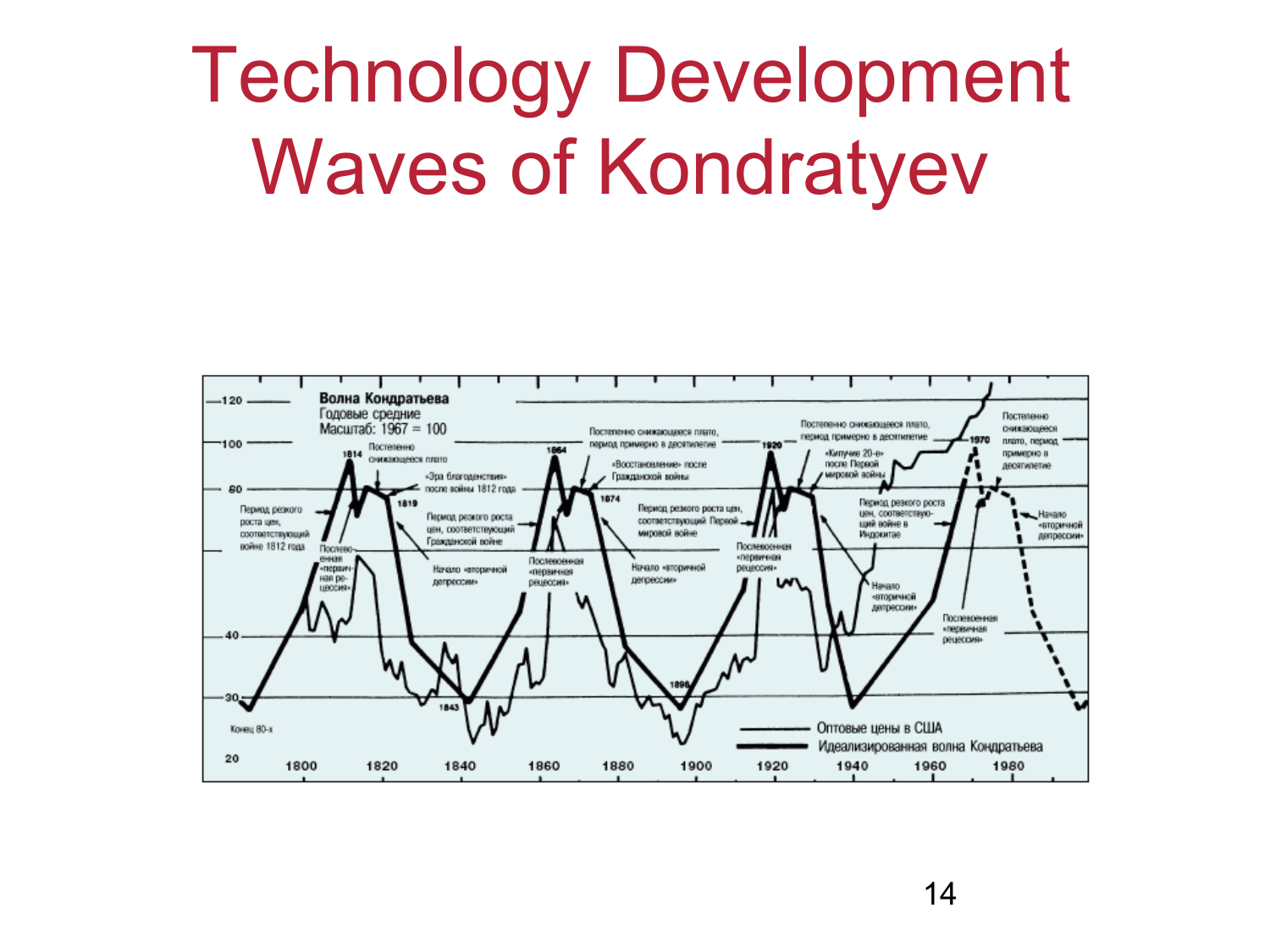# Technology Development Waves of Kondratyev

**Волна Кондратьева**
Годовые средние
Масштаб: 1967 = 100

- Период резкого роста цен, соответствующий войне 1812 года
- 1814
- Послевоенная «первичная рецессия»
- Постепенно снижающееся плато
- «Эра благоденствия» после войны 1812 года
- 1819
- Начало «вторичной депрессии»
- 1843
- Период резкого роста цен, соответствующий Гражданской войне
- 1864
- Послевоенная «первичная рецессия»
- Постепенно снижающееся плато, период примерно в десятилетие
- «Восстановление» после Гражданской войны
- 1874
- Начало «вторичной депрессии»
- 1896
- Период резкого роста цен, соответствующий Первой мировой войне
- 1920
- Послевоенная «первичная рецессия»
- Постепенно снижающееся плато, период примерно в десятилетие
- «Кипучие 20-е» после Первой мировой войны
- Начало «вторичной депрессии»
- Период резкого роста цен, соответствующий войне в Индокитае
- 1970
- Послевоенная «первичная рецессия»
- Постепенно снижающееся плато, период примерно в десятилетие
- Начало «вторичной депрессии»
- Конец 80-х

Оптовые цены в США
Идеализированная волна Кондратьева

Ось значений: 20, 30, 40, 60, 80, 100, 120
Ось лет: 1800, 1820, 1840, 1860, 1880, 1900, 1920, 1940, 1960, 1980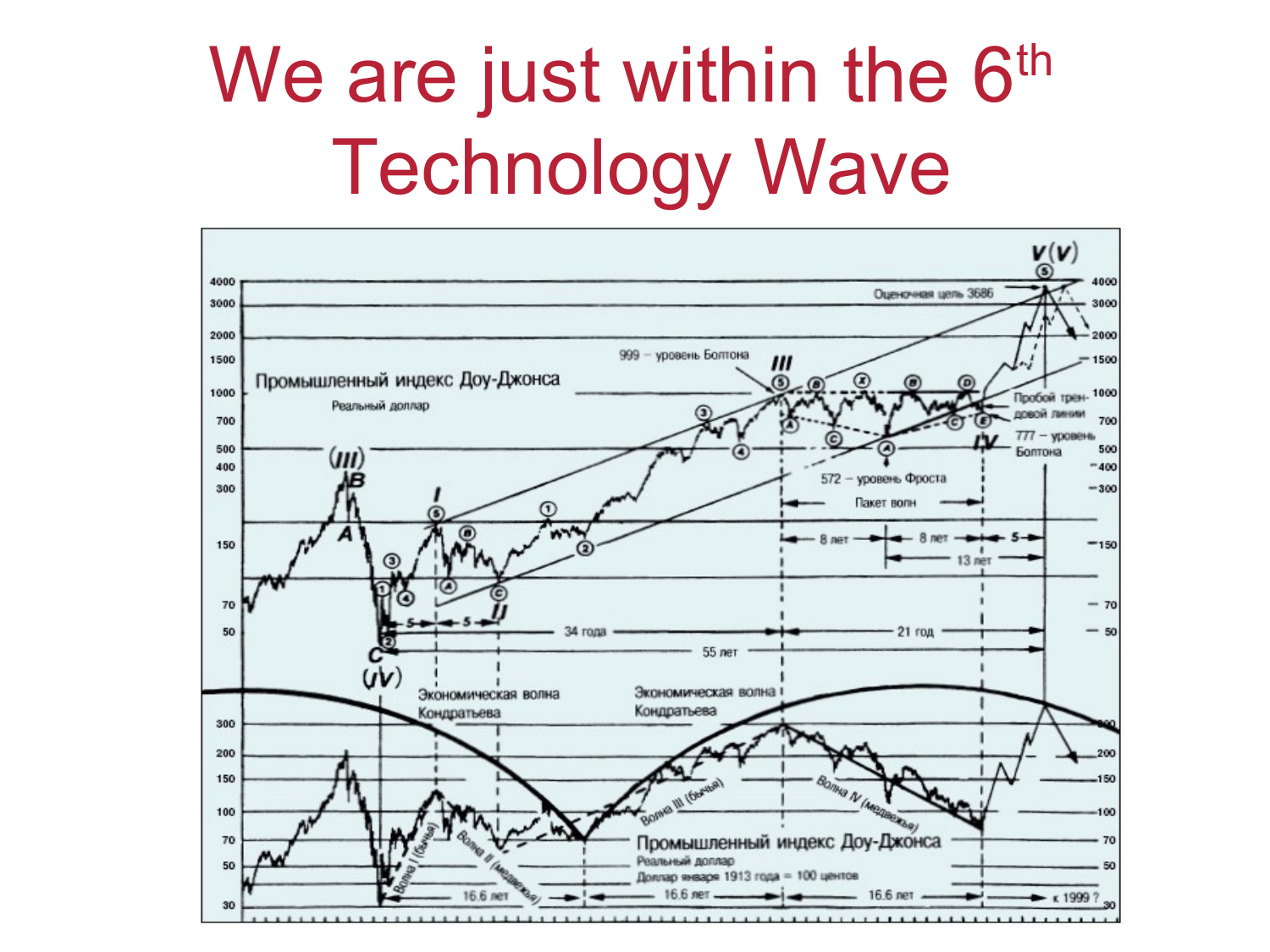# We are just within the 6th Technology Wave

Промышленный индекс Доу-Джонса

Реальный доллар

999 – уровень Болтона

Оценочная цель 3686

Пробой трендовой линии

777 – уровень Болтона

572 – уровень Фроста

Пакет волн

8 лет — 8 лет — 5

13 лет

34 года — 21 год

55 лет

Экономическая волна Кондратьева

Экономическая волна Кондратьева

Волна I (бычья)

Волна II (медвежья)

Волна III (бычья)

Волна IV (медвежья)

Промышленный индекс Доу-Джонса

Реальный доллар

Доллар января 1913 года = 100 центов

16.6 лет — 16.6 лет — 16.6 лет — к 1999 ?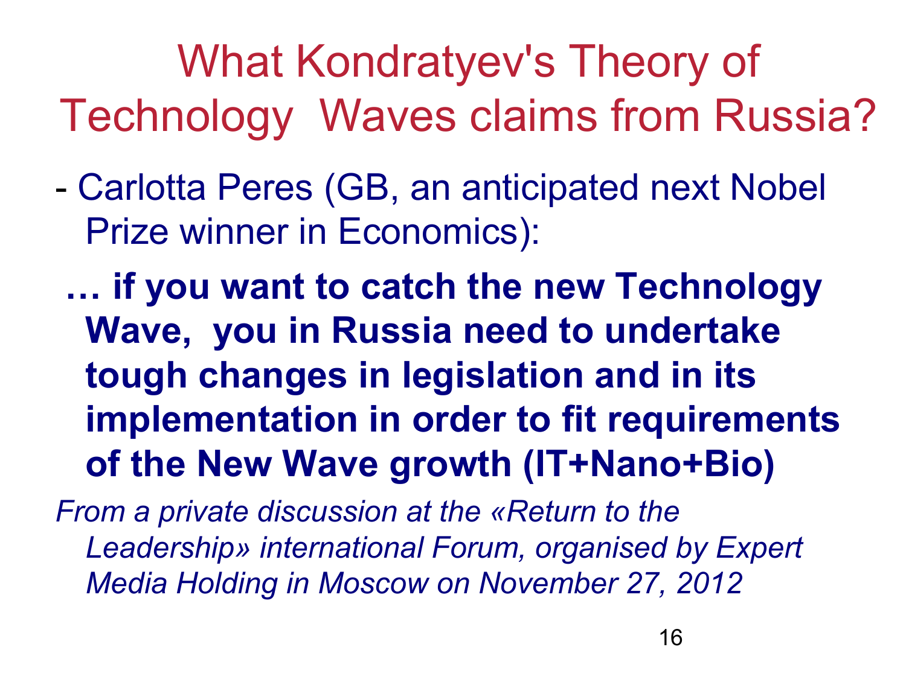# What Kondratyev's Theory of Technology Waves claims from Russia?

- Carlotta Peres (GB, an anticipated next Nobel Prize winner in Economics):

**… if you want to catch the new Technology Wave, you in Russia need to undertake tough changes in legislation and in its implementation in order to fit requirements of the New Wave growth (IT+Nano+Bio)**

*From a private discussion at the «Return to the Leadership» international Forum, organised by Expert Media Holding in Moscow on November 27, 2012*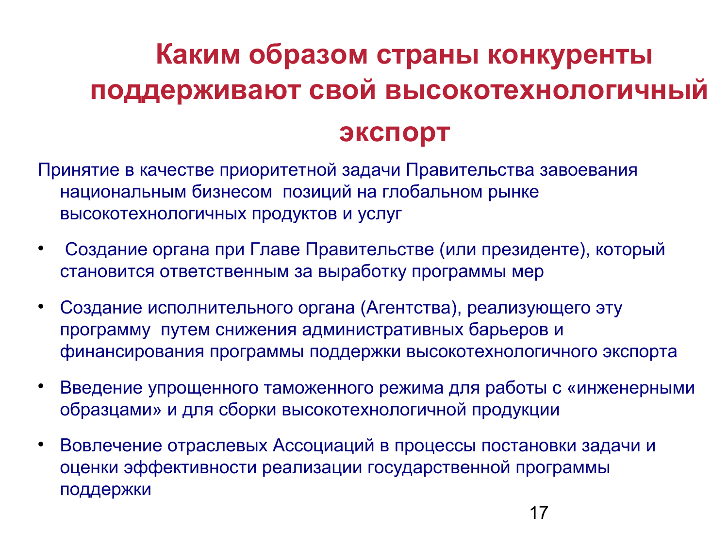# Каким образом страны конкуренты поддерживают свой высокотехнологичный экспорт

Принятие в качестве приоритетной задачи Правительства завоевания национальным бизнесом позиций на глобальном рынке высокотехнологичных продуктов и услуг

- Создание органа при Главе Правительстве (или президенте), который становится ответственным за выработку программы мер
- Создание исполнительного органа (Агентства), реализующего эту программу путем снижения административных барьеров и финансирования программы поддержки высокотехнологичного экспорта
- Введение упрощенного таможенного режима для работы с «инженерными образцами» и для сборки высокотехнологичной продукции
- Вовлечение отраслевых Ассоциаций в процессы постановки задачи и оценки эффективности реализации государственной программы поддержки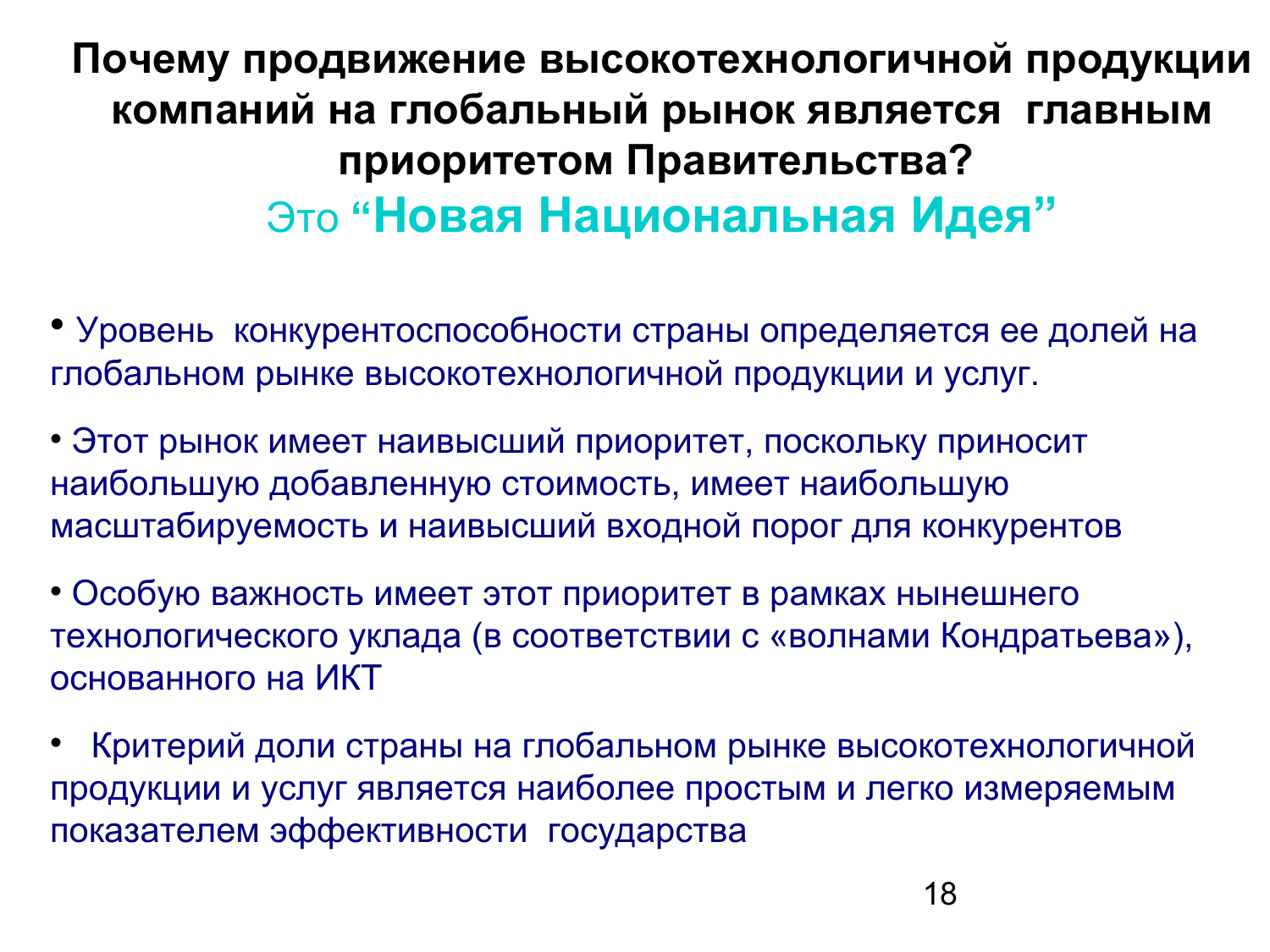# Почему продвижение высокотехнологичной продукции компаний на глобальный рынок является главным приоритетом Правительства?

## Это **“Новая Национальная Идея”**

- Уровень конкурентоспособности страны определяется ее долей на глобальном рынке высокотехнологичной продукции и услуг.
- Этот рынок имеет наивысший приоритет, поскольку приносит наибольшую добавленную стоимость, имеет наибольшую масштабируемость и наивысший входной порог для конкурентов
- Особую важность имеет этот приоритет в рамках нынешнего технологического уклада (в соответствии с «волнами Кондратьева»), основанного на ИКТ
- Критерий доли страны на глобальном рынке высокотехнологичной продукции и услуг является наиболее простым и легко измеряемым показателем эффективности государства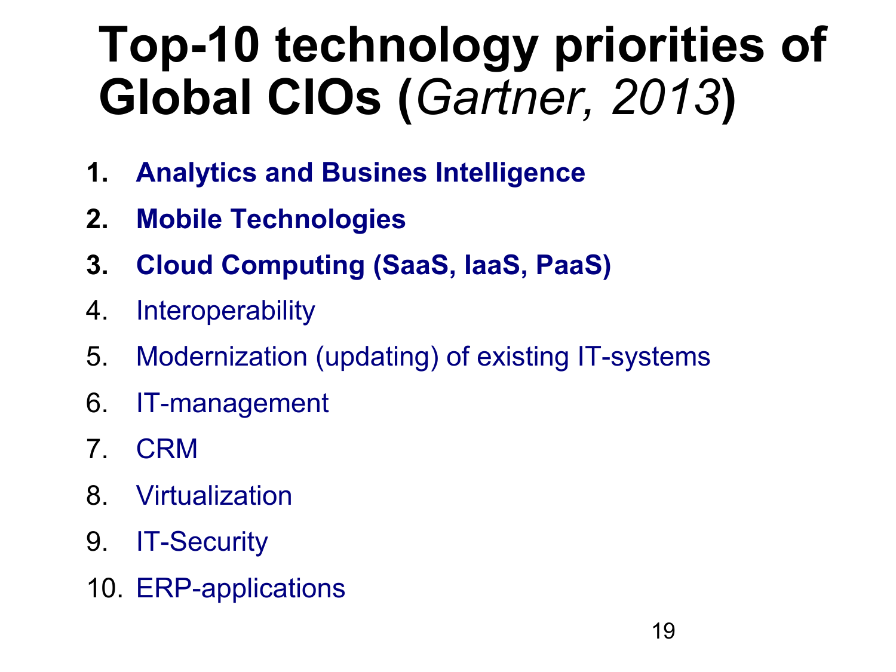# Top-10 technology priorities of Global CIOs (*Gartner, 2013*)

1. **Analytics and Busines Intelligence**
2. **Mobile Technologies**
3. **Cloud Computing (SaaS, IaaS, PaaS)**
4. Interoperability
5. Modernization (updating) of existing IT-systems
6. IT-management
7. CRM
8. Virtualization
9. IT-Security
10. ERP-applications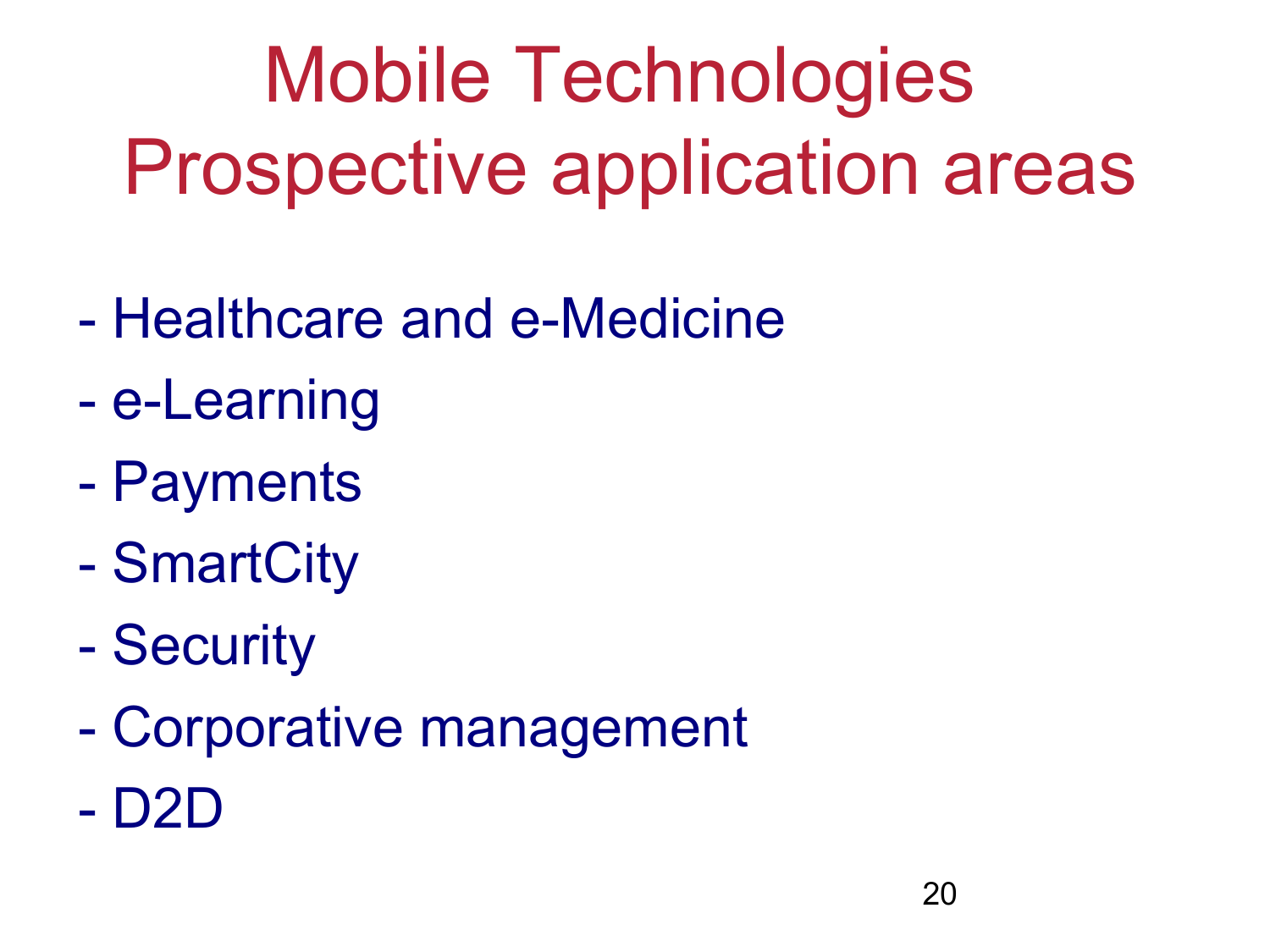# Mobile Technologies Prospective application areas

- Healthcare and e-Medicine
- e-Learning
- Payments
- SmartCity
- Security
- Corporative management
- D2D